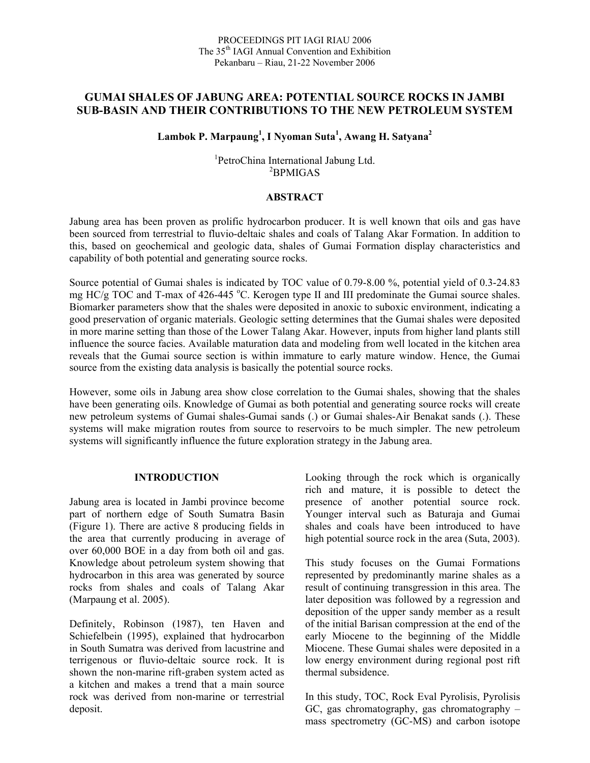PROCEEDINGS PIT IAGI RIAU 2006
The 35th IAGI Annual Convention and Exhibition
Pekanbaru – Riau, 21-22 November 2006

# GUMAI SHALES OF JABUNG AREA: POTENTIAL SOURCE ROCKS IN JAMBI SUB-BASIN AND THEIR CONTRIBUTIONS TO THE NEW PETROLEUM SYSTEM

**Lambok P. Marpaung[1], I Nyoman Suta[1], Awang H. Satyana[2]**

[1]PetroChina International Jabung Ltd.
[2]BPMIGAS

## ABSTRACT

Jabung area has been proven as prolific hydrocarbon producer. It is well known that oils and gas have been sourced from terrestrial to fluvio-deltaic shales and coals of Talang Akar Formation. In addition to this, based on geochemical and geologic data, shales of Gumai Formation display characteristics and capability of both potential and generating source rocks.

Source potential of Gumai shales is indicated by TOC value of 0.79-8.00 %, potential yield of 0.3-24.83 mg HC/g TOC and T-max of 426-445 $^{o}$C. Kerogen type II and III predominate the Gumai source shales. Biomarker parameters show that the shales were deposited in anoxic to suboxic environment, indicating a good preservation of organic materials. Geologic setting determines that the Gumai shales were deposited in more marine setting than those of the Lower Talang Akar. However, inputs from higher land plants still influence the source facies. Available maturation data and modeling from well located in the kitchen area reveals that the Gumai source section is within immature to early mature window. Hence, the Gumai source from the existing data analysis is basically the potential source rocks.

However, some oils in Jabung area show close correlation to the Gumai shales, showing that the shales have been generating oils. Knowledge of Gumai as both potential and generating source rocks will create new petroleum systems of Gumai shales-Gumai sands (.) or Gumai shales-Air Benakat sands (.). These systems will make migration routes from source to reservoirs to be much simpler. The new petroleum systems will significantly influence the future exploration strategy in the Jabung area.

## INTRODUCTION

Jabung area is located in Jambi province become part of northern edge of South Sumatra Basin (Figure 1). There are active 8 producing fields in the area that currently producing in average of over 60,000 BOE in a day from both oil and gas. Knowledge about petroleum system showing that hydrocarbon in this area was generated by source rocks from shales and coals of Talang Akar (Marpaung et al. 2005).

Definitely, Robinson (1987), ten Haven and Schiefelbein (1995), explained that hydrocarbon in South Sumatra was derived from lacustrine and terrigenous or fluvio-deltaic source rock. It is shown the non-marine rift-graben system acted as a kitchen and makes a trend that a main source rock was derived from non-marine or terrestrial deposit.

Looking through the rock which is organically rich and mature, it is possible to detect the presence of another potential source rock. Younger interval such as Baturaja and Gumai shales and coals have been introduced to have high potential source rock in the area (Suta, 2003).

This study focuses on the Gumai Formations represented by predominantly marine shales as a result of continuing transgression in this area. The later deposition was followed by a regression and deposition of the upper sandy member as a result of the initial Barisan compression at the end of the early Miocene to the beginning of the Middle Miocene. These Gumai shales were deposited in a low energy environment during regional post rift thermal subsidence.

In this study, TOC, Rock Eval Pyrolisis, Pyrolisis GC, gas chromatography, gas chromatography – mass spectrometry (GC-MS) and carbon isotope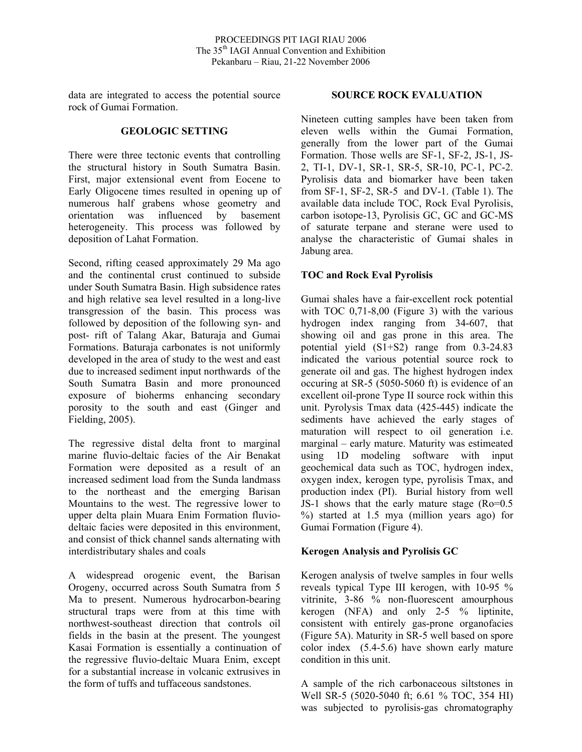data are integrated to access the potential source rock of Gumai Formation.

## GEOLOGIC SETTING

There were three tectonic events that controlling the structural history in South Sumatra Basin. First, major extensional event from Eocene to Early Oligocene times resulted in opening up of numerous half grabens whose geometry and orientation was influenced by basement heterogeneity. This process was followed by deposition of Lahat Formation.

Second, rifting ceased approximately 29 Ma ago and the continental crust continued to subside under South Sumatra Basin. High subsidence rates and high relative sea level resulted in a long-live transgression of the basin. This process was followed by deposition of the following syn- and post- rift of Talang Akar, Baturaja and Gumai Formations. Baturaja carbonates is not uniformly developed in the area of study to the west and east due to increased sediment input northwards of the South Sumatra Basin and more pronounced exposure of bioherms enhancing secondary porosity to the south and east (Ginger and Fielding, 2005).

The regressive distal delta front to marginal marine fluvio-deltaic facies of the Air Benakat Formation were deposited as a result of an increased sediment load from the Sunda landmass to the northeast and the emerging Barisan Mountains to the west. The regressive lower to upper delta plain Muara Enim Formation fluvio-deltaic facies were deposited in this environment, and consist of thick channel sands alternating with interdistributary shales and coals

A widespread orogenic event, the Barisan Orogeny, occurred across South Sumatra from 5 Ma to present. Numerous hydrocarbon-bearing structural traps were from at this time with northwest-southeast direction that controls oil fields in the basin at the present. The youngest Kasai Formation is essentially a continuation of the regressive fluvio-deltaic Muara Enim, except for a substantial increase in volcanic extrusives in the form of tuffs and tuffaceous sandstones.

## SOURCE ROCK EVALUATION

Nineteen cutting samples have been taken from eleven wells within the Gumai Formation, generally from the lower part of the Gumai Formation. Those wells are SF-1, SF-2, JS-1, JS-2, TI-1, DV-1, SR-1, SR-5, SR-10, PC-1, PC-2. Pyrolisis data and biomarker have been taken from SF-1, SF-2, SR-5 and DV-1. (Table 1). The available data include TOC, Rock Eval Pyrolisis, carbon isotope-13, Pyrolisis GC, GC and GC-MS of saturate terpane and sterane were used to analyse the characteristic of Gumai shales in Jabung area.

### TOC and Rock Eval Pyrolisis

Gumai shales have a fair-excellent rock potential with TOC 0,71-8,00 (Figure 3) with the various hydrogen index ranging from 34-607, that showing oil and gas prone in this area. The potential yield (S1+S2) range from 0.3-24.83 indicated the various potential source rock to generate oil and gas. The highest hydrogen index occuring at SR-5 (5050-5060 ft) is evidence of an excellent oil-prone Type II source rock within this unit. Pyrolysis Tmax data (425-445) indicate the sediments have achieved the early stages of maturation will respect to oil generation i.e. marginal – early mature. Maturity was estimeated using 1D modeling software with input geochemical data such as TOC, hydrogen index, oxygen index, kerogen type, pyrolisis Tmax, and production index (PI). Burial history from well JS-1 shows that the early mature stage (Ro=0.5 %) started at 1.5 mya (million years ago) for Gumai Formation (Figure 4).

### Kerogen Analysis and Pyrolisis GC

Kerogen analysis of twelve samples in four wells reveals typical Type III kerogen, with 10-95 % vitrinite, 3-86 % non-fluorescent amourphous kerogen (NFA) and only 2-5 % liptinite, consistent with entirely gas-prone organofacies (Figure 5A). Maturity in SR-5 well based on spore color index (5.4-5.6) have shown early mature condition in this unit.

A sample of the rich carbonaceous siltstones in Well SR-5 (5020-5040 ft; 6.61 % TOC, 354 HI) was subjected to pyrolisis-gas chromatography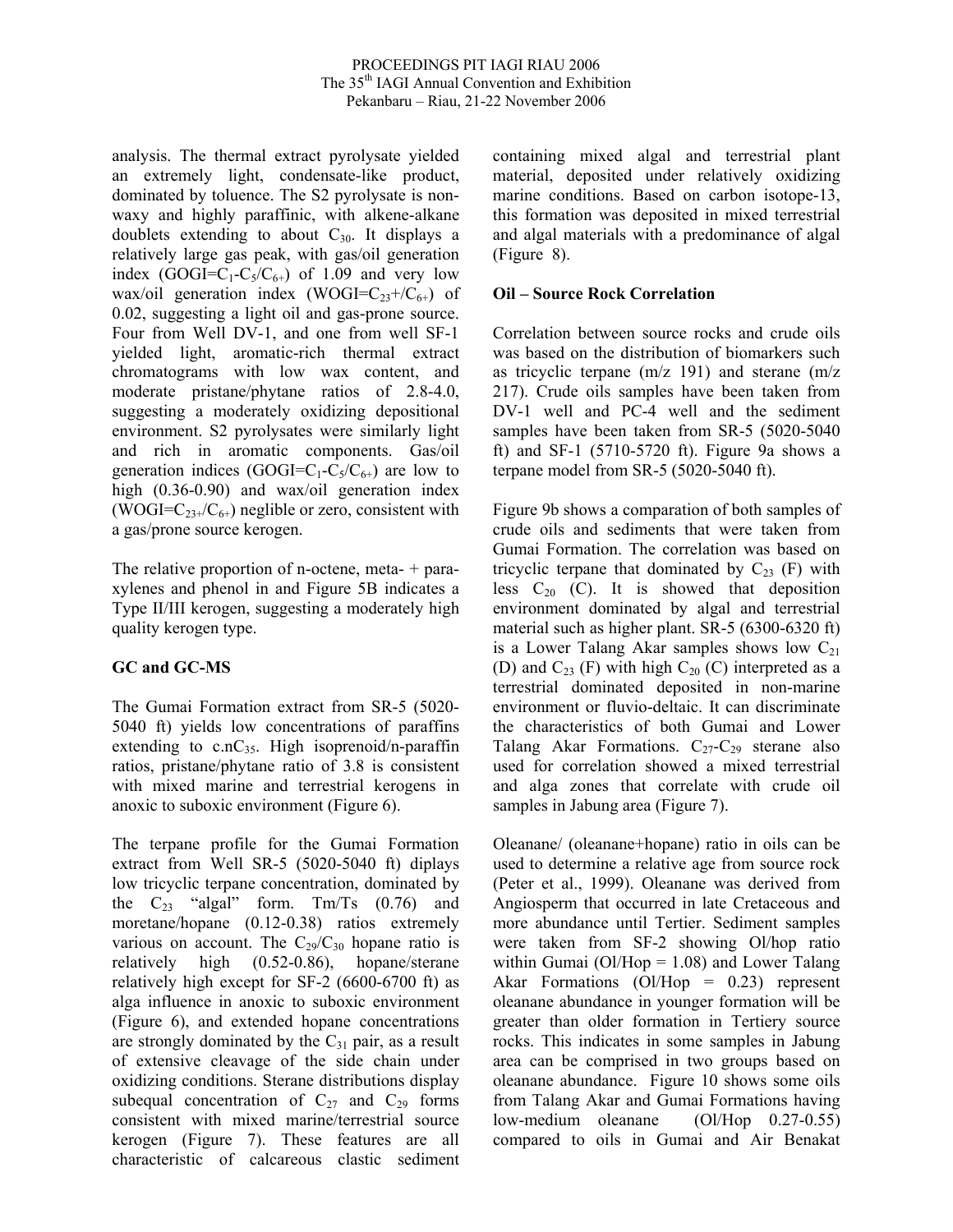analysis. The thermal extract pyrolysate yielded an extremely light, condensate-like product, dominated by toluence. The S2 pyrolysate is non-waxy and highly paraffinic, with alkene-alkane doublets extending to about $C_{30}$. It displays a relatively large gas peak, with gas/oil generation index ($GOGI=C_1$-$C_5/C_{6+}$) of 1.09 and very low wax/oil generation index ($WOGI=C_{23}+/C_{6+}$) of 0.02, suggesting a light oil and gas-prone source. Four from Well DV-1, and one from well SF-1 yielded light, aromatic-rich thermal extract chromatograms with low wax content, and moderate pristane/phytane ratios of 2.8-4.0, suggesting a moderately oxidizing depositional environment. S2 pyrolysates were similarly light and rich in aromatic components. Gas/oil generation indices ($GOGI=C_1$-$C_5/C_{6+}$) are low to high (0.36-0.90) and wax/oil generation index ($WOGI=C_{23+}/C_{6+}$) neglible or zero, consistent with a gas/prone source kerogen.

The relative proportion of n-octene, meta- + para-xylenes and phenol in and Figure 5B indicates a Type II/III kerogen, suggesting a moderately high quality kerogen type.

## GC and GC-MS

The Gumai Formation extract from SR-5 (5020-5040 ft) yields low concentrations of paraffins extending to c.n$C_{35}$. High isoprenoid/n-paraffin ratios, pristane/phytane ratio of 3.8 is consistent with mixed marine and terrestrial kerogens in anoxic to suboxic environment (Figure 6).

The terpane profile for the Gumai Formation extract from Well SR-5 (5020-5040 ft) diplays low tricyclic terpane concentration, dominated by the $C_{23}$ "algal" form. Tm/Ts (0.76) and moretane/hopane (0.12-0.38) ratios extremely various on account. The $C_{29}/C_{30}$ hopane ratio is relatively high (0.52-0.86), hopane/sterane relatively high except for SF-2 (6600-6700 ft) as alga influence in anoxic to suboxic environment (Figure 6), and extended hopane concentrations are strongly dominated by the $C_{31}$ pair, as a result of extensive cleavage of the side chain under oxidizing conditions. Sterane distributions display subequal concentration of $C_{27}$ and $C_{29}$ forms consistent with mixed marine/terrestrial source kerogen (Figure 7). These features are all characteristic of calcareous clastic sediment containing mixed algal and terrestrial plant material, deposited under relatively oxidizing marine conditions. Based on carbon isotope-13, this formation was deposited in mixed terrestrial and algal materials with a predominance of algal (Figure 8).

## Oil – Source Rock Correlation

Correlation between source rocks and crude oils was based on the distribution of biomarkers such as tricyclic terpane (m/z 191) and sterane (m/z 217). Crude oils samples have been taken from DV-1 well and PC-4 well and the sediment samples have been taken from SR-5 (5020-5040 ft) and SF-1 (5710-5720 ft). Figure 9a shows a terpane model from SR-5 (5020-5040 ft).

Figure 9b shows a comparation of both samples of crude oils and sediments that were taken from Gumai Formation. The correlation was based on tricyclic terpane that dominated by $C_{23}$ (F) with less $C_{20}$ (C). It is showed that deposition environment dominated by algal and terrestrial material such as higher plant. SR-5 (6300-6320 ft) is a Lower Talang Akar samples shows low $C_{21}$ (D) and $C_{23}$ (F) with high $C_{20}$ (C) interpreted as a terrestrial dominated deposited in non-marine environment or fluvio-deltaic. It can discriminate the characteristics of both Gumai and Lower Talang Akar Formations. $C_{27}$-$C_{29}$ sterane also used for correlation showed a mixed terrestrial and alga zones that correlate with crude oil samples in Jabung area (Figure 7).

Oleanane/ (oleanane+hopane) ratio in oils can be used to determine a relative age from source rock (Peter et al., 1999). Oleanane was derived from Angiosperm that occurred in late Cretaceous and more abundance until Tertier. Sediment samples were taken from SF-2 showing Ol/hop ratio within Gumai (Ol/Hop = 1.08) and Lower Talang Akar Formations (Ol/Hop = 0.23) represent oleanane abundance in younger formation will be greater than older formation in Tertiery source rocks. This indicates in some samples in Jabung area can be comprised in two groups based on oleanane abundance. Figure 10 shows some oils from Talang Akar and Gumai Formations having low-medium oleanane (Ol/Hop 0.27-0.55) compared to oils in Gumai and Air Benakat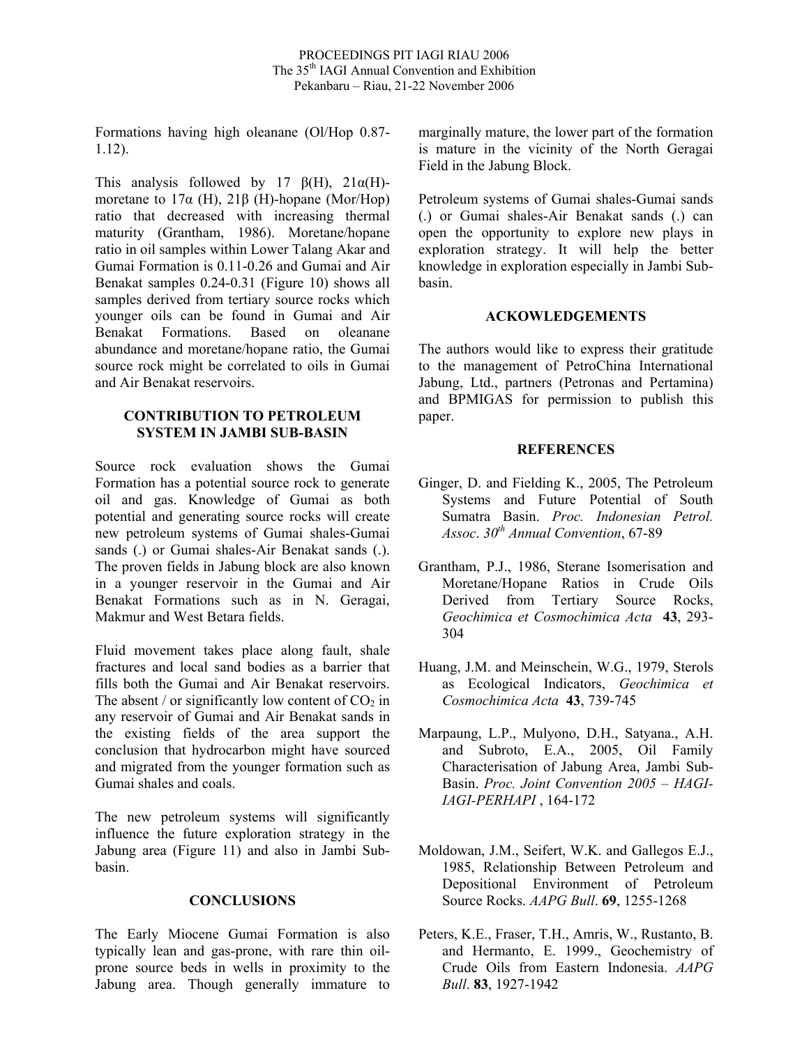Formations having high oleanane (Ol/Hop 0.87-1.12).

This analysis followed by 17 β(H), 21α(H)-moretane to 17α (H), 21β (H)-hopane (Mor/Hop) ratio that decreased with increasing thermal maturity (Grantham, 1986). Moretane/hopane ratio in oil samples within Lower Talang Akar and Gumai Formation is 0.11-0.26 and Gumai and Air Benakat samples 0.24-0.31 (Figure 10) shows all samples derived from tertiary source rocks which younger oils can be found in Gumai and Air Benakat Formations. Based on oleanane abundance and moretane/hopane ratio, the Gumai source rock might be correlated to oils in Gumai and Air Benakat reservoirs.

## CONTRIBUTION TO PETROLEUM SYSTEM IN JAMBI SUB-BASIN

Source rock evaluation shows the Gumai Formation has a potential source rock to generate oil and gas. Knowledge of Gumai as both potential and generating source rocks will create new petroleum systems of Gumai shales-Gumai sands (.) or Gumai shales-Air Benakat sands (.). The proven fields in Jabung block are also known in a younger reservoir in the Gumai and Air Benakat Formations such as in N. Geragai, Makmur and West Betara fields.

Fluid movement takes place along fault, shale fractures and local sand bodies as a barrier that fills both the Gumai and Air Benakat reservoirs. The absent / or significantly low content of $CO_2$ in any reservoir of Gumai and Air Benakat sands in the existing fields of the area support the conclusion that hydrocarbon might have sourced and migrated from the younger formation such as Gumai shales and coals.

The new petroleum systems will significantly influence the future exploration strategy in the Jabung area (Figure 11) and also in Jambi Sub-basin.

## CONCLUSIONS

The Early Miocene Gumai Formation is also typically lean and gas-prone, with rare thin oil-prone source beds in wells in proximity to the Jabung area. Though generally immature to marginally mature, the lower part of the formation is mature in the vicinity of the North Geragai Field in the Jabung Block.

Petroleum systems of Gumai shales-Gumai sands (.) or Gumai shales-Air Benakat sands (.) can open the opportunity to explore new plays in exploration strategy. It will help the better knowledge in exploration especially in Jambi Sub-basin.

## ACKOWLEDGEMENTS

The authors would like to express their gratitude to the management of PetroChina International Jabung, Ltd., partners (Petronas and Pertamina) and BPMIGAS for permission to publish this paper.

## REFERENCES

Ginger, D. and Fielding K., 2005, The Petroleum Systems and Future Potential of South Sumatra Basin. *Proc. Indonesian Petrol. Assoc. 30th Annual Convention*, 67-89

Grantham, P.J., 1986, Sterane Isomerisation and Moretane/Hopane Ratios in Crude Oils Derived from Tertiary Source Rocks, *Geochimica et Cosmochimica Acta* **43**, 293-304

Huang, J.M. and Meinschein, W.G., 1979, Sterols as Ecological Indicators, *Geochimica et Cosmochimica Acta* **43**, 739-745

Marpaung, L.P., Mulyono, D.H., Satyana., A.H. and Subroto, E.A., 2005, Oil Family Characterisation of Jabung Area, Jambi Sub-Basin. *Proc. Joint Convention 2005 – HAGI-IAGI-PERHAPI* , 164-172

Moldowan, J.M., Seifert, W.K. and Gallegos E.J., 1985, Relationship Between Petroleum and Depositional Environment of Petroleum Source Rocks. *AAPG Bull*. **69**, 1255-1268

Peters, K.E., Fraser, T.H., Amris, W., Rustanto, B. and Hermanto, E. 1999., Geochemistry of Crude Oils from Eastern Indonesia. *AAPG Bull*. **83**, 1927-1942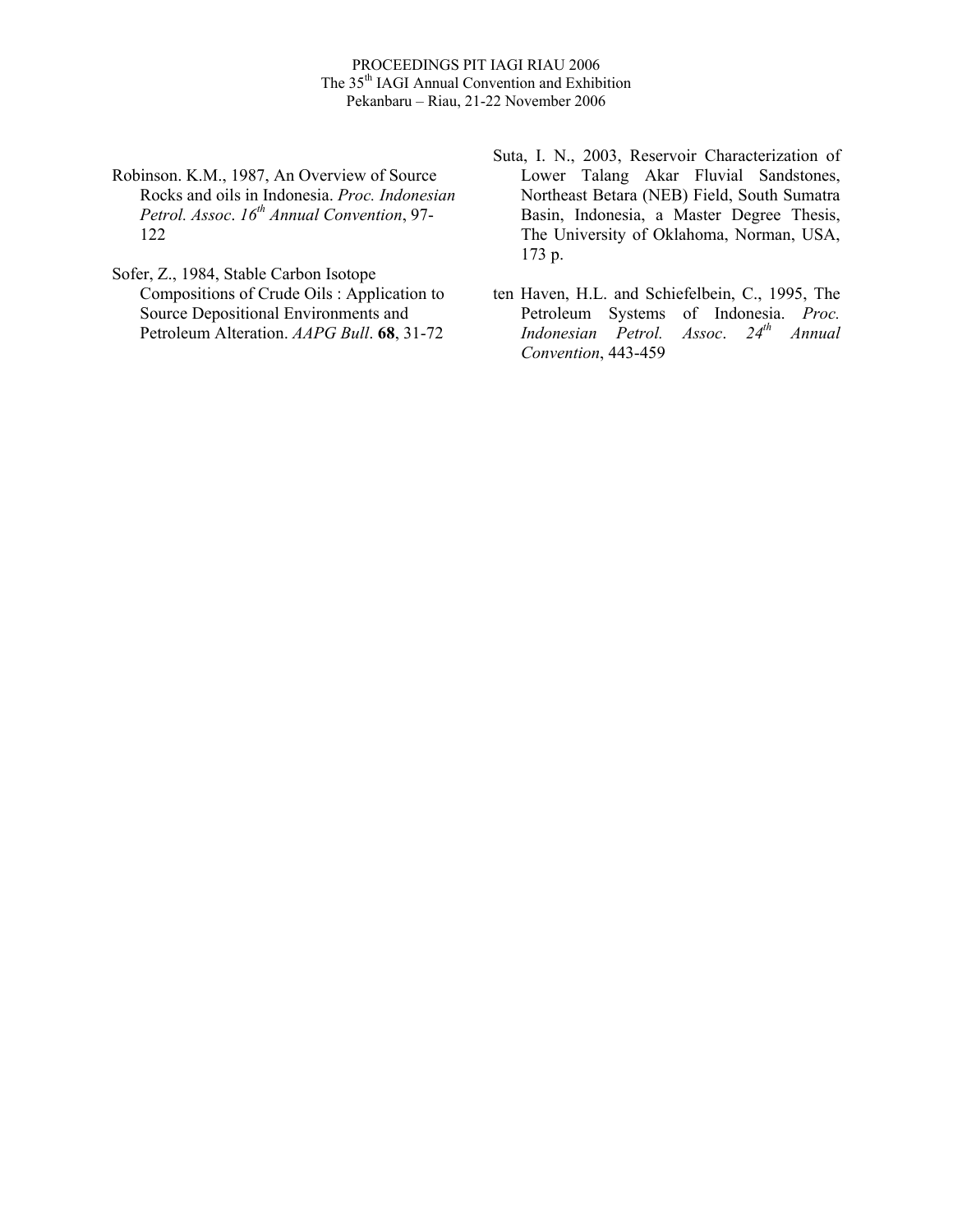Robinson. K.M., 1987, An Overview of Source Rocks and oils in Indonesia. *Proc. Indonesian Petrol. Assoc. 16th Annual Convention*, 97-122

Sofer, Z., 1984, Stable Carbon Isotope Compositions of Crude Oils : Application to Source Depositional Environments and Petroleum Alteration. *AAPG Bull*. **68**, 31-72

Suta, I. N., 2003, Reservoir Characterization of Lower Talang Akar Fluvial Sandstones, Northeast Betara (NEB) Field, South Sumatra Basin, Indonesia, a Master Degree Thesis, The University of Oklahoma, Norman, USA, 173 p.

ten Haven, H.L. and Schiefelbein, C., 1995, The Petroleum Systems of Indonesia. *Proc. Indonesian Petrol. Assoc. 24th Annual Convention*, 443-459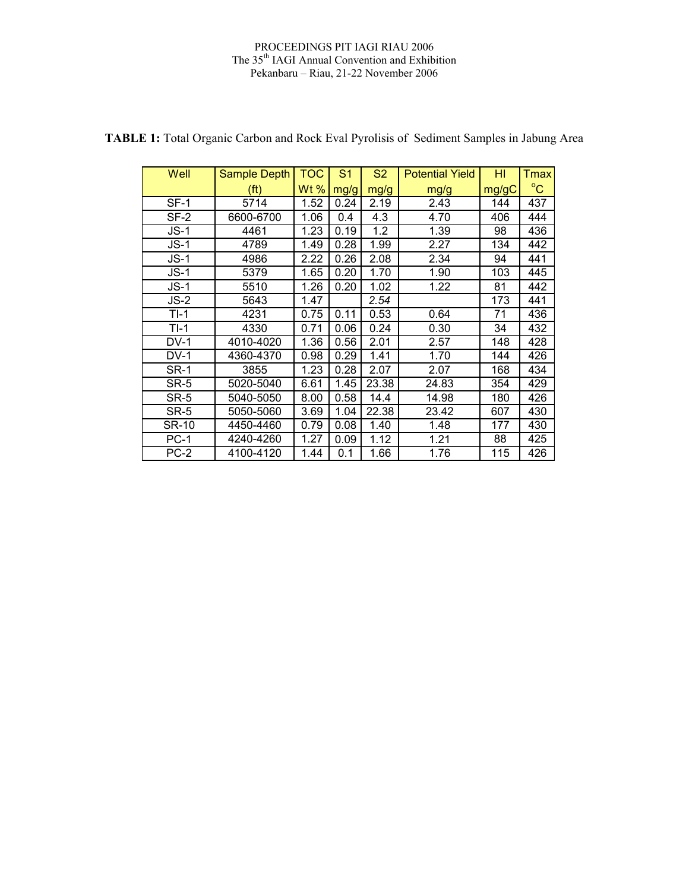**TABLE 1:** Total Organic Carbon and Rock Eval Pyrolisis of Sediment Samples in Jabung Area

| Well | Sample Depth (ft) | TOC Wt % | S1 mg/g | S2 mg/g | Potential Yield mg/g | HI mg/gC | Tmax °C |
|---|---|---|---|---|---|---|---|
| SF-1 | 5714 | 1.52 | 0.24 | 2.19 | 2.43 | 144 | 437 |
| SF-2 | 6600-6700 | 1.06 | 0.4 | 4.3 | 4.70 | 406 | 444 |
| JS-1 | 4461 | 1.23 | 0.19 | 1.2 | 1.39 | 98 | 436 |
| JS-1 | 4789 | 1.49 | 0.28 | 1.99 | 2.27 | 134 | 442 |
| JS-1 | 4986 | 2.22 | 0.26 | 2.08 | 2.34 | 94 | 441 |
| JS-1 | 5379 | 1.65 | 0.20 | 1.70 | 1.90 | 103 | 445 |
| JS-1 | 5510 | 1.26 | 0.20 | 1.02 | 1.22 | 81 | 442 |
| JS-2 | 5643 | 1.47 | | *2.54* | | 173 | 441 |
| TI-1 | 4231 | 0.75 | 0.11 | 0.53 | 0.64 | 71 | 436 |
| TI-1 | 4330 | 0.71 | 0.06 | 0.24 | 0.30 | 34 | 432 |
| DV-1 | 4010-4020 | 1.36 | 0.56 | 2.01 | 2.57 | 148 | 428 |
| DV-1 | 4360-4370 | 0.98 | 0.29 | 1.41 | 1.70 | 144 | 426 |
| SR-1 | 3855 | 1.23 | 0.28 | 2.07 | 2.07 | 168 | 434 |
| SR-5 | 5020-5040 | 6.61 | 1.45 | 23.38 | 24.83 | 354 | 429 |
| SR-5 | 5040-5050 | 8.00 | 0.58 | 14.4 | 14.98 | 180 | 426 |
| SR-5 | 5050-5060 | 3.69 | 1.04 | 22.38 | 23.42 | 607 | 430 |
| SR-10 | 4450-4460 | 0.79 | 0.08 | 1.40 | 1.48 | 177 | 430 |
| PC-1 | 4240-4260 | 1.27 | 0.09 | 1.12 | 1.21 | 88 | 425 |
| PC-2 | 4100-4120 | 1.44 | 0.1 | 1.66 | 1.76 | 115 | 426 |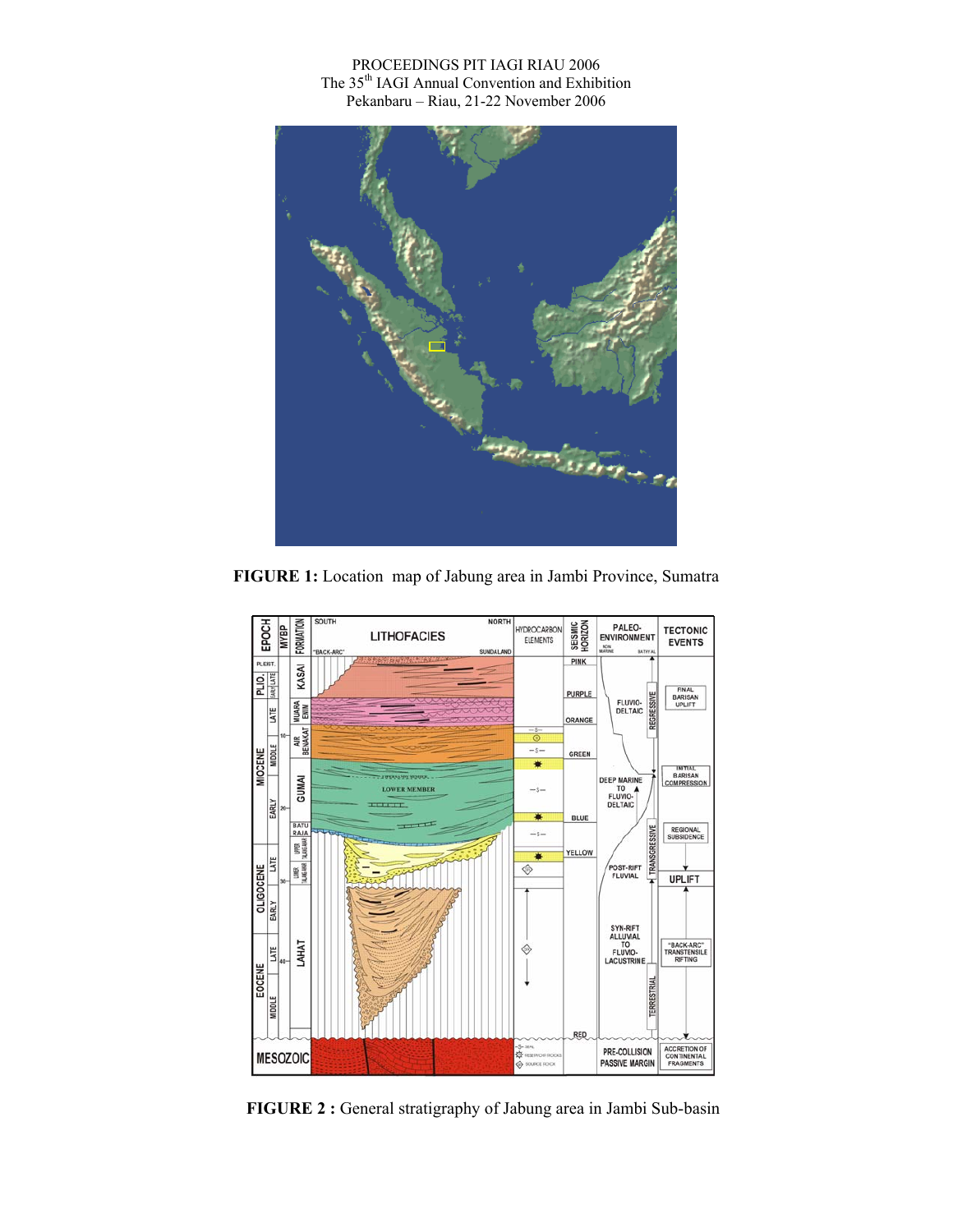**FIGURE 1:** Location map of Jabung area in Jambi Province, Sumatra

**FIGURE 2 :** General stratigraphy of Jabung area in Jambi Sub-basin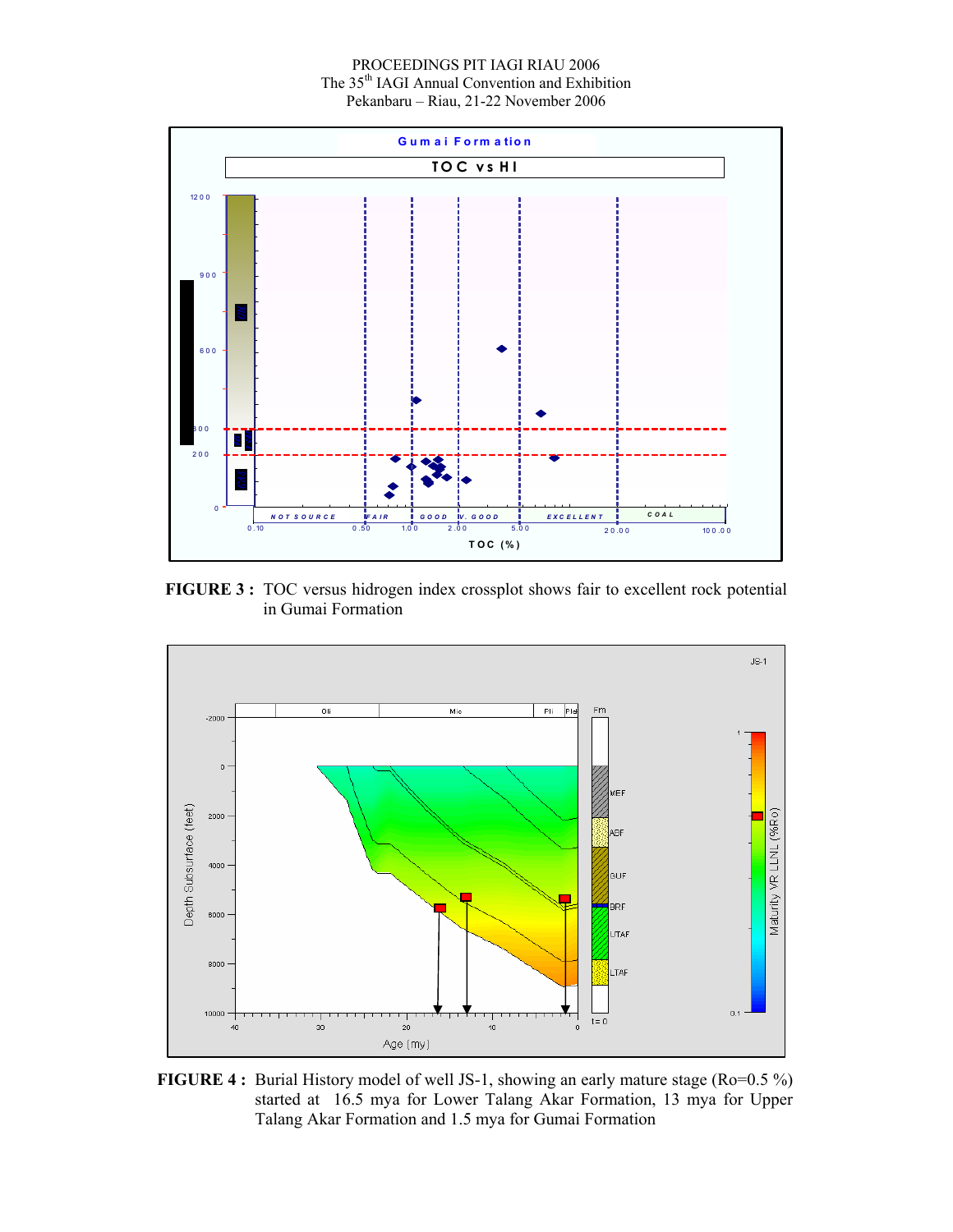**FIGURE 3 :** TOC versus hidrogen index crossplot shows fair to excellent rock potential in Gumai Formation

**FIGURE 4 :** Burial History model of well JS-1, showing an early mature stage (Ro=0.5 %) started at 16.5 mya for Lower Talang Akar Formation, 13 mya for Upper Talang Akar Formation and 1.5 mya for Gumai Formation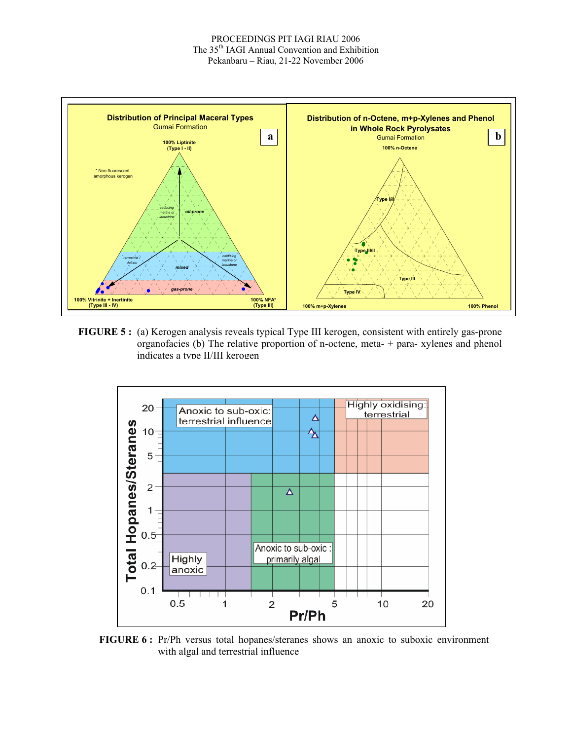**FIGURE 5 :** (a) Kerogen analysis reveals typical Type III kerogen, consistent with entirely gas-prone organofacies (b) The relative proportion of n-octene, meta- + para- xylenes and phenol indicates a type II/III kerogen

**FIGURE 6 :** Pr/Ph versus total hopanes/steranes shows an anoxic to suboxic environment with algal and terrestrial influence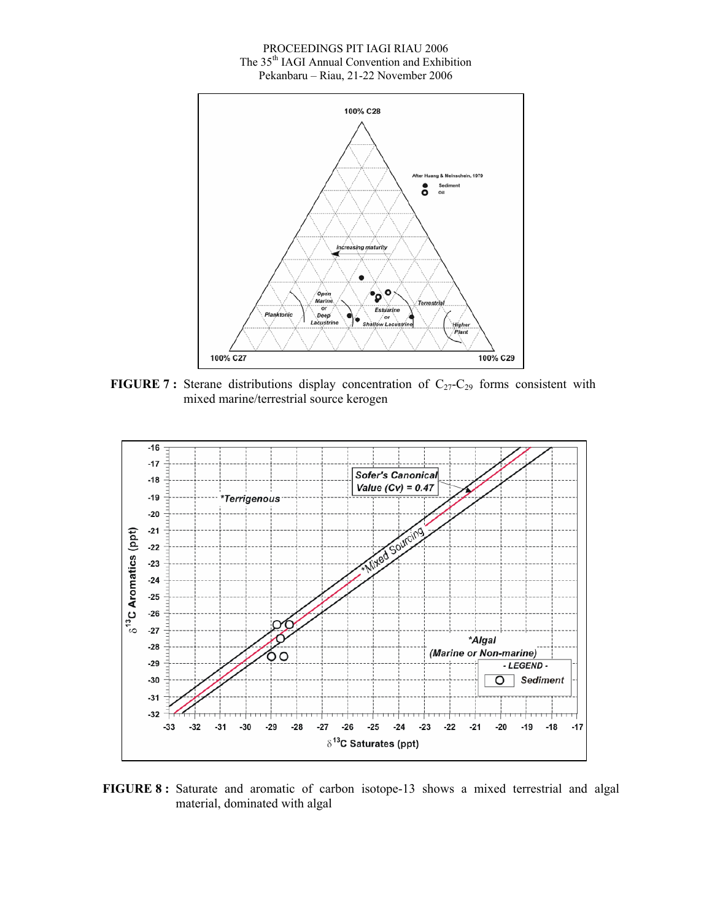**FIGURE 7 :** Sterane distributions display concentration of $C_{27}$-$C_{29}$ forms consistent with mixed marine/terrestrial source kerogen

**FIGURE 8 :** Saturate and aromatic of carbon isotope-13 shows a mixed terrestrial and algal material, dominated with algal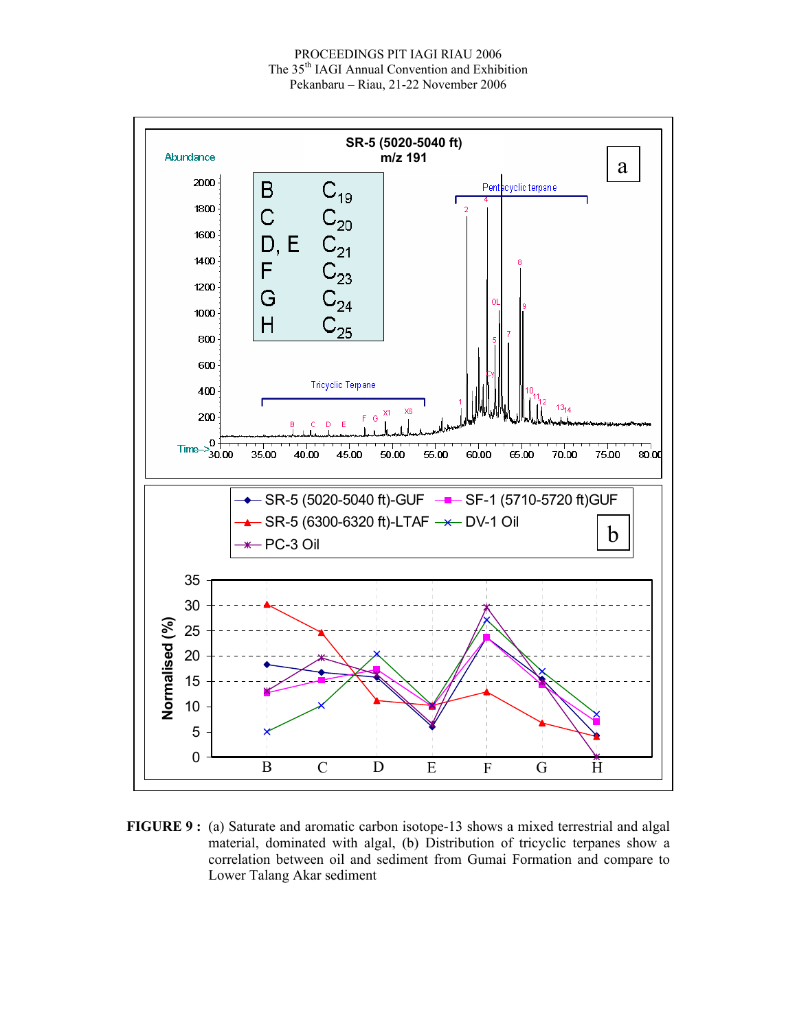**FIGURE 9 :** (a) Saturate and aromatic carbon isotope-13 shows a mixed terrestrial and algal material, dominated with algal, (b) Distribution of tricyclic terpanes show a correlation between oil and sediment from Gumai Formation and compare to Lower Talang Akar sediment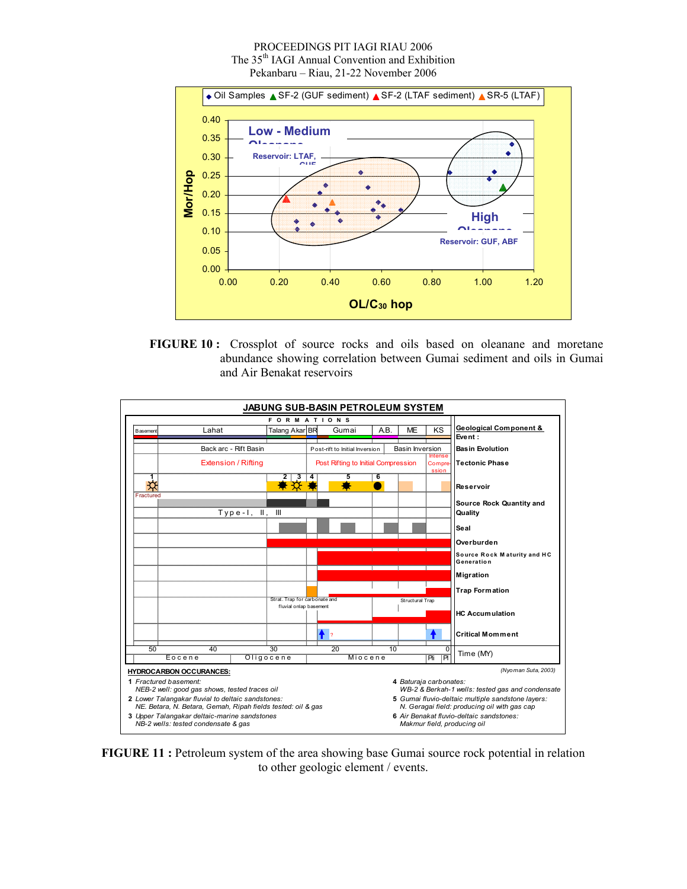◆ Oil Samples ▲ SF-2 (GUF sediment) ▲ SF-2 (LTAF sediment) ▲ SR-5 (LTAF)

0.40
0.35
0.30
0.25
0.20
0.15
0.10
0.05
0.00

Mor/Hop

Low - Medium Oleanane

Reservoir: LTAF, GUF

High Oleanane

Reservoir: GUF, ABF

0.00 0.20 0.40 0.60 0.80 1.00 1.20

OL/$C_{30}$ hop

**FIGURE 10 :** Crossplot of source rocks and oils based on oleanane and moretane abundance showing correlation between Gumai sediment and oils in Gumai and Air Benakat reservoirs

JABUNG SUB-BASIN PETROLEUM SYSTEM

F O R M A T I O N S

Basement | Lahat | Talang Akar | BR | Gumai | A.B. | ME | KS

Geological Component & Event :

Back arc - Rift Basin | Post-rift to Initial Inversion | Basin Inversion

Basin Evolution

Extension / Rifting | Post Rifting to Initial Compression | Intense Compression

Tectonic Phase

1 2 3 4 5 6

Fractured

Reservoir

Type - I, II, III

Source Rock Quantity and Quality

Seal

Overburden

Source Rock Maturity and HC Generation

Migration

Trap Formation

Strat. Trap for carbonate and fluvial onlap basement

Structural Trap

HC Accumulation

Critical Momment

50 40 30 20 10 0

Eocene Oligocene Miocene Pli Pl

Time (MY)

(Nyoman Suta, 2003)

HYDROCARBON OCCURANCES:

1 *Fractured basement:*
*NEB-2 well: good gas shows, tested traces oil*

2 *Lower Talangakar fluvial to deltaic sandstones:*
*NE. Betara, N. Betara, Gemah, Ripah fields tested: oil & gas*

3 *Upper Talangakar deltaic-marine sandstones*
*NB-2 wells: tested condensate & gas*

4 *Baturaja carbonates:*
*WB-2 & Berkah-1 wells: tested gas and condensate*

5 *Gumai fluvio-deltaic multiple sandstone layers:*
*N. Geragai field: producing oil with gas cap*

6 *Air Benakat fluvio-deltaic sandstones:*
*Makmur field, producing oil*

**FIGURE 11 :** Petroleum system of the area showing base Gumai source rock potential in relation to other geologic element / events.